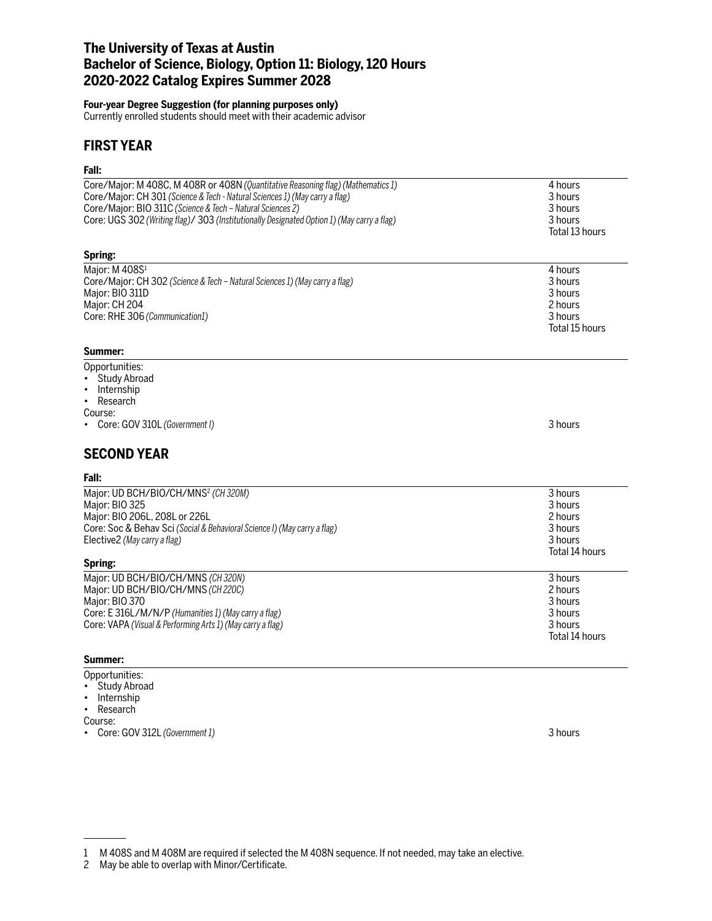# The University of Texas at Austin
# Bachelor of Science, Biology, Option 11: Biology, 120 Hours
# 2020-2022 Catalog Expires Summer 2028

**Four-year Degree Suggestion (for planning purposes only)**
Currently enrolled students should meet with their academic advisor

## FIRST YEAR

**Fall:**

| | |
|---|---|
| Core/Major: M 408C, M 408R or 408N *(Quantitative Reasoning flag) (Mathematics 1)* | 4 hours |
| Core/Major: CH 301 *(Science & Tech - Natural Sciences 1) (May carry a flag)* | 3 hours |
| Core/Major: BIO 311C *(Science & Tech – Natural Sciences 2)* | 3 hours |
| Core: UGS 302 *(Writing flag)*/ 303 *(Institutionally Designated Option 1) (May carry a flag)* | 3 hours |
| | Total 13 hours |

**Spring:**

| | |
|---|---|
| Major: M 408S[1] | 4 hours |
| Core/Major: CH 302 *(Science & Tech – Natural Sciences 1) (May carry a flag)* | 3 hours |
| Major: BIO 311D | 3 hours |
| Major: CH 204 | 2 hours |
| Core: RHE 306 *(Communication1)* | 3 hours |
| | Total 15 hours |

**Summer:**

Opportunities:
- Study Abroad
- Internship
- Research

Course:
- Core: GOV 310L *(Government I)* — 3 hours

## SECOND YEAR

**Fall:**

| | |
|---|---|
| Major: UD BCH/BIO/CH/MNS[2] *(CH 320M)* | 3 hours |
| Major: BIO 325 | 3 hours |
| Major: BIO 206L, 208L or 226L | 2 hours |
| Core: Soc & Behav Sci *(Social & Behavioral Science I) (May carry a flag)* | 3 hours |
| Elective2 *(May carry a flag)* | 3 hours |
| | Total 14 hours |

**Spring:**

| | |
|---|---|
| Major: UD BCH/BIO/CH/MNS *(CH 320N)* | 3 hours |
| Major: UD BCH/BIO/CH/MNS *(CH 220C)* | 2 hours |
| Major: BIO 370 | 3 hours |
| Core: E 316L/M/N/P *(Humanities 1) (May carry a flag)* | 3 hours |
| Core: VAPA *(Visual & Performing Arts 1) (May carry a flag)* | 3 hours |
| | Total 14 hours |

**Summer:**

Opportunities:
- Study Abroad
- Internship
- Research

Course:
- Core: GOV 312L *(Government 1)* — 3 hours

---

1 M 408S and M 408M are required if selected the M 408N sequence. If not needed, may take an elective.

2 May be able to overlap with Minor/Certificate.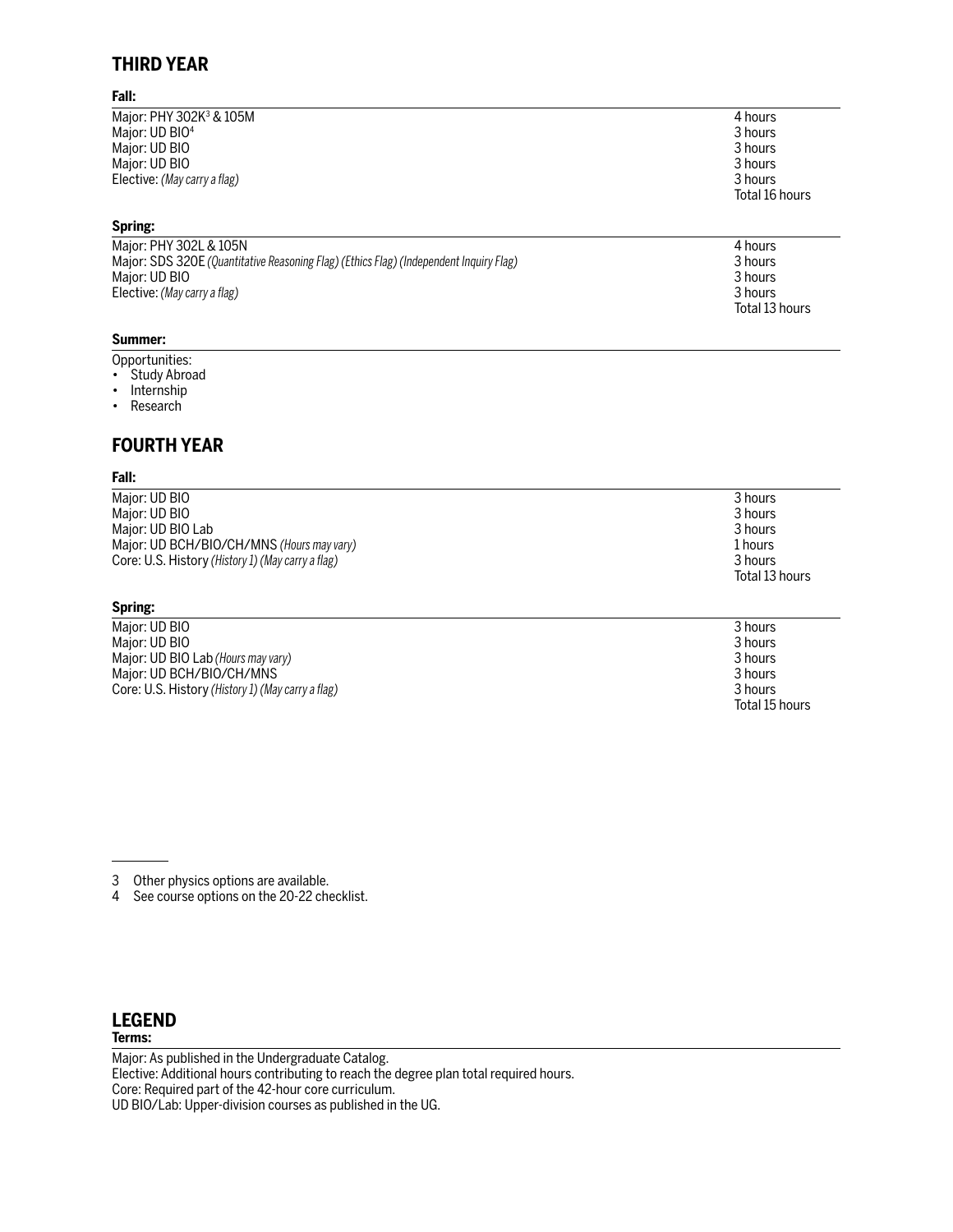## THIRD YEAR

### Fall:

| | |
|---|---|
| Major: PHY 302K[3] & 105M | 4 hours |
| Major: UD BIO[4] | 3 hours |
| Major: UD BIO | 3 hours |
| Major: UD BIO | 3 hours |
| Elective: *(May carry a flag)* | 3 hours |
| | Total 16 hours |

### Spring:

| | |
|---|---|
| Major: PHY 302L & 105N | 4 hours |
| Major: SDS 320E *(Quantitative Reasoning Flag) (Ethics Flag) (Independent Inquiry Flag)* | 3 hours |
| Major: UD BIO | 3 hours |
| Elective: *(May carry a flag)* | 3 hours |
| | Total 13 hours |

### Summer:

Opportunities:

- Study Abroad
- Internship
- Research

## FOURTH YEAR

### Fall:

| | |
|---|---|
| Major: UD BIO | 3 hours |
| Major: UD BIO | 3 hours |
| Major: UD BIO Lab | 3 hours |
| Major: UD BCH/BIO/CH/MNS *(Hours may vary)* | 1 hours |
| Core: U.S. History *(History 1) (May carry a flag)* | 3 hours |
| | Total 13 hours |

### Spring:

| | |
|---|---|
| Major: UD BIO | 3 hours |
| Major: UD BIO | 3 hours |
| Major: UD BIO Lab *(Hours may vary)* | 3 hours |
| Major: UD BCH/BIO/CH/MNS | 3 hours |
| Core: U.S. History *(History 1) (May carry a flag)* | 3 hours |
| | Total 15 hours |

3 Other physics options are available.

4 See course options on the 20-22 checklist.

## LEGEND

### Terms:

Major: As published in the Undergraduate Catalog.

Elective: Additional hours contributing to reach the degree plan total required hours.

Core: Required part of the 42-hour core curriculum.

UD BIO/Lab: Upper-division courses as published in the UG.